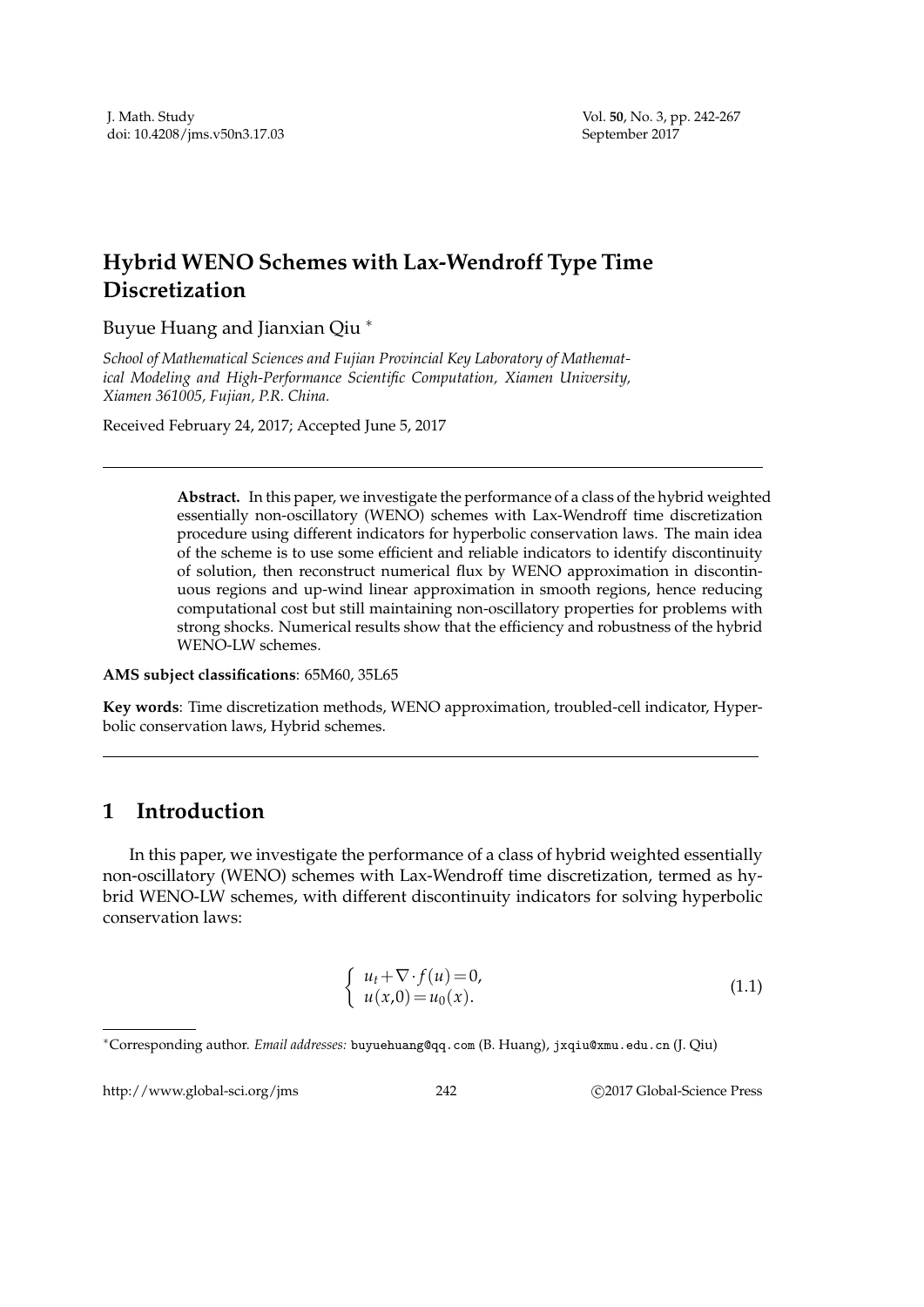# Hybrid WENO Schemes with Lax-Wendroff Type Time Discretization

Buyue Huang and Jianxian Qiu [*]

*School of Mathematical Sciences and Fujian Provincial Key Laboratory of Mathematical Modeling and High-Performance Scientific Computation, Xiamen University, Xiamen 361005, Fujian, P.R. China.*

Received February 24, 2017; Accepted June 5, 2017

---

**Abstract.** In this paper, we investigate the performance of a class of the hybrid weighted essentially non-oscillatory (WENO) schemes with Lax-Wendroff time discretization procedure using different indicators for hyperbolic conservation laws. The main idea of the scheme is to use some efficient and reliable indicators to identify discontinuity of solution, then reconstruct numerical flux by WENO approximation in discontinuous regions and up-wind linear approximation in smooth regions, hence reducing computational cost but still maintaining non-oscillatory properties for problems with strong shocks. Numerical results show that the efficiency and robustness of the hybrid WENO-LW schemes.

**AMS subject classifications**: 65M60, 35L65

**Key words**: Time discretization methods, WENO approximation, troubled-cell indicator, Hyperbolic conservation laws, Hybrid schemes.

---

## 1 Introduction

In this paper, we investigate the performance of a class of hybrid weighted essentially non-oscillatory (WENO) schemes with Lax-Wendroff time discretization, termed as hybrid WENO-LW schemes, with different discontinuity indicators for solving hyperbolic conservation laws:

$$
\begin{cases} u_t + \nabla \cdot f(u) = 0, \\ u(x,0) = u_0(x). \end{cases} \tag{1.1}
$$

---

[*]Corresponding author. *Email addresses:* buyuehuang@qq.com (B. Huang), jxqiu@xmu.edu.cn (J. Qiu)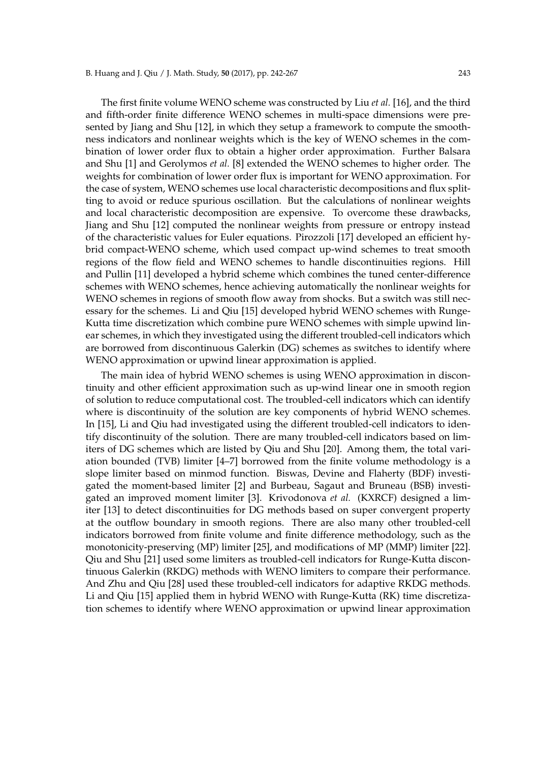The first finite volume WENO scheme was constructed by Liu *et al.* [16], and the third and fifth-order finite difference WENO schemes in multi-space dimensions were presented by Jiang and Shu [12], in which they setup a framework to compute the smoothness indicators and nonlinear weights which is the key of WENO schemes in the combination of lower order flux to obtain a higher order approximation. Further Balsara and Shu [1] and Gerolymos *et al.* [8] extended the WENO schemes to higher order. The weights for combination of lower order flux is important for WENO approximation. For the case of system, WENO schemes use local characteristic decompositions and flux splitting to avoid or reduce spurious oscillation. But the calculations of nonlinear weights and local characteristic decomposition are expensive. To overcome these drawbacks, Jiang and Shu [12] computed the nonlinear weights from pressure or entropy instead of the characteristic values for Euler equations. Pirozzoli [17] developed an efficient hybrid compact-WENO scheme, which used compact up-wind schemes to treat smooth regions of the flow field and WENO schemes to handle discontinuities regions. Hill and Pullin [11] developed a hybrid scheme which combines the tuned center-difference schemes with WENO schemes, hence achieving automatically the nonlinear weights for WENO schemes in regions of smooth flow away from shocks. But a switch was still necessary for the schemes. Li and Qiu [15] developed hybrid WENO schemes with Runge-Kutta time discretization which combine pure WENO schemes with simple upwind linear schemes, in which they investigated using the different troubled-cell indicators which are borrowed from discontinuous Galerkin (DG) schemes as switches to identify where WENO approximation or upwind linear approximation is applied.

The main idea of hybrid WENO schemes is using WENO approximation in discontinuity and other efficient approximation such as up-wind linear one in smooth region of solution to reduce computational cost. The troubled-cell indicators which can identify where is discontinuity of the solution are key components of hybrid WENO schemes. In [15], Li and Qiu had investigated using the different troubled-cell indicators to identify discontinuity of the solution. There are many troubled-cell indicators based on limiters of DG schemes which are listed by Qiu and Shu [20]. Among them, the total variation bounded (TVB) limiter [4–7] borrowed from the finite volume methodology is a slope limiter based on minmod function. Biswas, Devine and Flaherty (BDF) investigated the moment-based limiter [2] and Burbeau, Sagaut and Bruneau (BSB) investigated an improved moment limiter [3]. Krivodonova *et al.* (KXRCF) designed a limiter [13] to detect discontinuities for DG methods based on super convergent property at the outflow boundary in smooth regions. There are also many other troubled-cell indicators borrowed from finite volume and finite difference methodology, such as the monotonicity-preserving (MP) limiter [25], and modifications of MP (MMP) limiter [22]. Qiu and Shu [21] used some limiters as troubled-cell indicators for Runge-Kutta discontinuous Galerkin (RKDG) methods with WENO limiters to compare their performance. And Zhu and Qiu [28] used these troubled-cell indicators for adaptive RKDG methods. Li and Qiu [15] applied them in hybrid WENO with Runge-Kutta (RK) time discretization schemes to identify where WENO approximation or upwind linear approximation